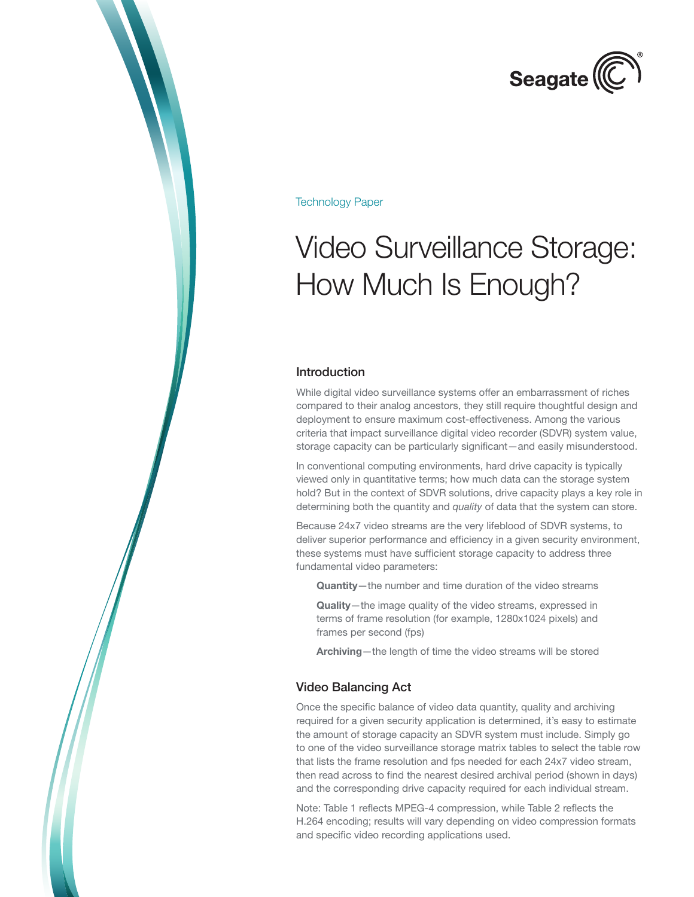Seagate

Technology Paper

# Video Surveillance Storage: How Much Is Enough?

## Introduction

While digital video surveillance systems offer an embarrassment of riches compared to their analog ancestors, they still require thoughtful design and deployment to ensure maximum cost-effectiveness. Among the various criteria that impact surveillance digital video recorder (SDVR) system value, storage capacity can be particularly significant—and easily misunderstood.

In conventional computing environments, hard drive capacity is typically viewed only in quantitative terms; how much data can the storage system hold? But in the context of SDVR solutions, drive capacity plays a key role in determining both the quantity and *quality* of data that the system can store.

Because 24x7 video streams are the very lifeblood of SDVR systems, to deliver superior performance and efficiency in a given security environment, these systems must have sufficient storage capacity to address three fundamental video parameters:

**Quantity**—the number and time duration of the video streams

**Quality**—the image quality of the video streams, expressed in terms of frame resolution (for example, 1280x1024 pixels) and frames per second (fps)

**Archiving**—the length of time the video streams will be stored

## Video Balancing Act

Once the specific balance of video data quantity, quality and archiving required for a given security application is determined, it's easy to estimate the amount of storage capacity an SDVR system must include. Simply go to one of the video surveillance storage matrix tables to select the table row that lists the frame resolution and fps needed for each 24x7 video stream, then read across to find the nearest desired archival period (shown in days) and the corresponding drive capacity required for each individual stream.

Note: Table 1 reflects MPEG-4 compression, while Table 2 reflects the H.264 encoding; results will vary depending on video compression formats and specific video recording applications used.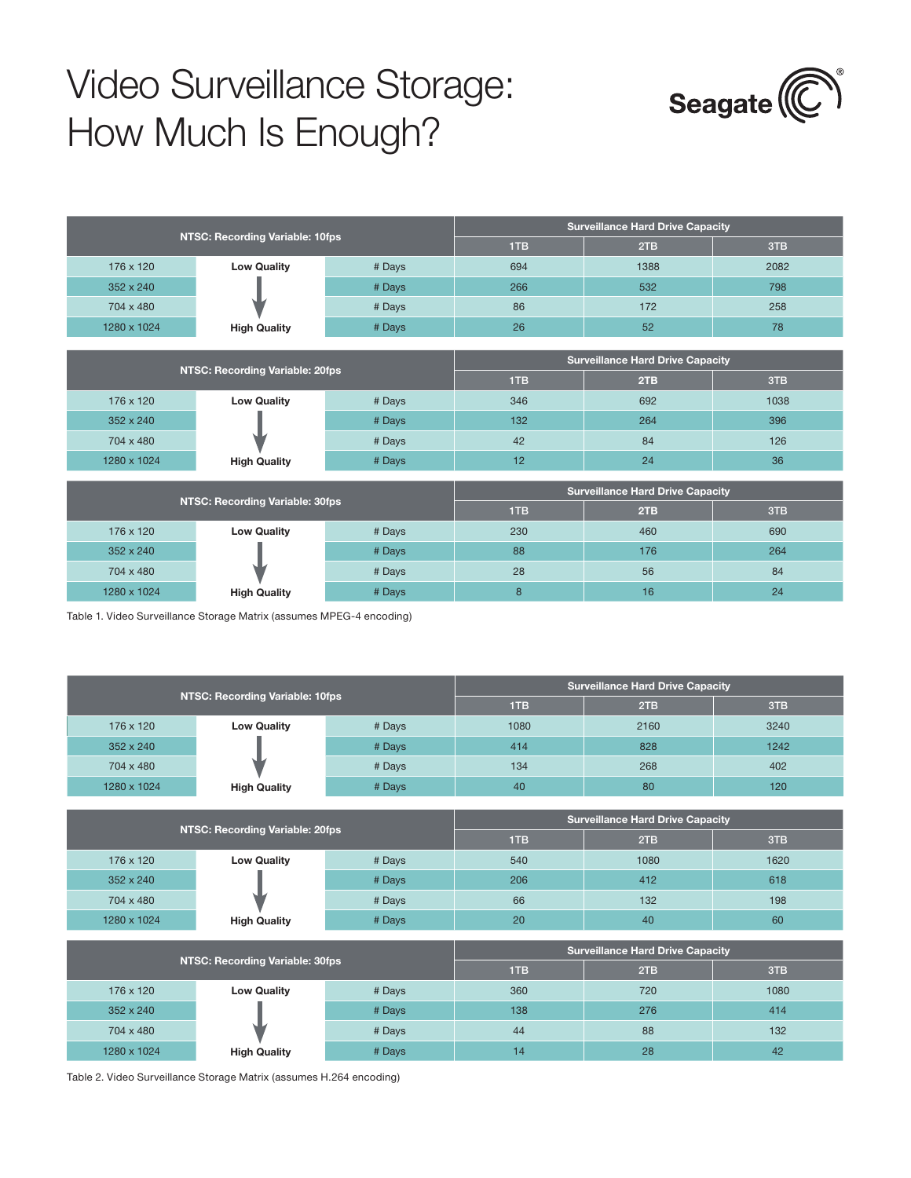# Video Surveillance Storage: How Much Is Enough?

| NTSC: Recording Variable: 10fps | | | Surveillance Hard Drive Capacity | | |
|---|---|---|---|---|---|
| | | | 1TB | 2TB | 3TB |
| 176 x 120 | Low Quality | # Days | 694 | 1388 | 2082 |
| 352 x 240 | ↓ | # Days | 266 | 532 | 798 |
| 704 x 480 | ↓ | # Days | 86 | 172 | 258 |
| 1280 x 1024 | High Quality | # Days | 26 | 52 | 78 |

| NTSC: Recording Variable: 20fps | | | Surveillance Hard Drive Capacity | | |
|---|---|---|---|---|---|
| | | | 1TB | 2TB | 3TB |
| 176 x 120 | Low Quality | # Days | 346 | 692 | 1038 |
| 352 x 240 | ↓ | # Days | 132 | 264 | 396 |
| 704 x 480 | ↓ | # Days | 42 | 84 | 126 |
| 1280 x 1024 | High Quality | # Days | 12 | 24 | 36 |

| NTSC: Recording Variable: 30fps | | | Surveillance Hard Drive Capacity | | |
|---|---|---|---|---|---|
| | | | 1TB | 2TB | 3TB |
| 176 x 120 | Low Quality | # Days | 230 | 460 | 690 |
| 352 x 240 | ↓ | # Days | 88 | 176 | 264 |
| 704 x 480 | ↓ | # Days | 28 | 56 | 84 |
| 1280 x 1024 | High Quality | # Days | 8 | 16 | 24 |

Table 1. Video Surveillance Storage Matrix (assumes MPEG-4 encoding)

| NTSC: Recording Variable: 10fps | | | Surveillance Hard Drive Capacity | | |
|---|---|---|---|---|---|
| | | | 1TB | 2TB | 3TB |
| 176 x 120 | Low Quality | # Days | 1080 | 2160 | 3240 |
| 352 x 240 | ↓ | # Days | 414 | 828 | 1242 |
| 704 x 480 | ↓ | # Days | 134 | 268 | 402 |
| 1280 x 1024 | High Quality | # Days | 40 | 80 | 120 |

| NTSC: Recording Variable: 20fps | | | Surveillance Hard Drive Capacity | | |
|---|---|---|---|---|---|
| | | | 1TB | 2TB | 3TB |
| 176 x 120 | Low Quality | # Days | 540 | 1080 | 1620 |
| 352 x 240 | ↓ | # Days | 206 | 412 | 618 |
| 704 x 480 | ↓ | # Days | 66 | 132 | 198 |
| 1280 x 1024 | High Quality | # Days | 20 | 40 | 60 |

| NTSC: Recording Variable: 30fps | | | Surveillance Hard Drive Capacity | | |
|---|---|---|---|---|---|
| | | | 1TB | 2TB | 3TB |
| 176 x 120 | Low Quality | # Days | 360 | 720 | 1080 |
| 352 x 240 | ↓ | # Days | 138 | 276 | 414 |
| 704 x 480 | ↓ | # Days | 44 | 88 | 132 |
| 1280 x 1024 | High Quality | # Days | 14 | 28 | 42 |

Table 2. Video Surveillance Storage Matrix (assumes H.264 encoding)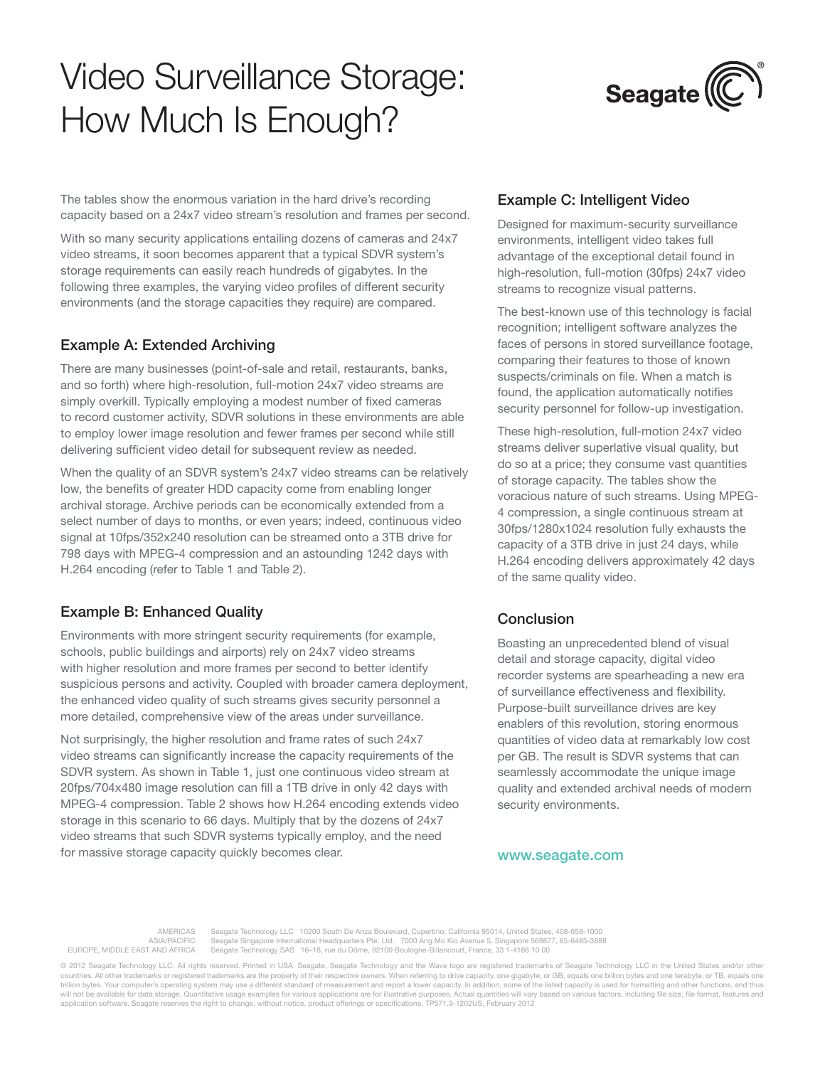# Video Surveillance Storage: How Much Is Enough?

The tables show the enormous variation in the hard drive's recording capacity based on a 24x7 video stream's resolution and frames per second.

With so many security applications entailing dozens of cameras and 24x7 video streams, it soon becomes apparent that a typical SDVR system's storage requirements can easily reach hundreds of gigabytes. In the following three examples, the varying video profiles of different security environments (and the storage capacities they require) are compared.

### Example A: Extended Archiving

There are many businesses (point-of-sale and retail, restaurants, banks, and so forth) where high-resolution, full-motion 24x7 video streams are simply overkill. Typically employing a modest number of fixed cameras to record customer activity, SDVR solutions in these environments are able to employ lower image resolution and fewer frames per second while still delivering sufficient video detail for subsequent review as needed.

When the quality of an SDVR system's 24x7 video streams can be relatively low, the benefits of greater HDD capacity come from enabling longer archival storage. Archive periods can be economically extended from a select number of days to months, or even years; indeed, continuous video signal at 10fps/352x240 resolution can be streamed onto a 3TB drive for 798 days with MPEG-4 compression and an astounding 1242 days with H.264 encoding (refer to Table 1 and Table 2).

### Example B: Enhanced Quality

Environments with more stringent security requirements (for example, schools, public buildings and airports) rely on 24x7 video streams with higher resolution and more frames per second to better identify suspicious persons and activity. Coupled with broader camera deployment, the enhanced video quality of such streams gives security personnel a more detailed, comprehensive view of the areas under surveillance.

Not surprisingly, the higher resolution and frame rates of such 24x7 video streams can significantly increase the capacity requirements of the SDVR system. As shown in Table 1, just one continuous video stream at 20fps/704x480 image resolution can fill a 1TB drive in only 42 days with MPEG-4 compression. Table 2 shows how H.264 encoding extends video storage in this scenario to 66 days. Multiply that by the dozens of 24x7 video streams that such SDVR systems typically employ, and the need for massive storage capacity quickly becomes clear.

### Example C: Intelligent Video

Designed for maximum-security surveillance environments, intelligent video takes full advantage of the exceptional detail found in high-resolution, full-motion (30fps) 24x7 video streams to recognize visual patterns.

The best-known use of this technology is facial recognition; intelligent software analyzes the faces of persons in stored surveillance footage, comparing their features to those of known suspects/criminals on file. When a match is found, the application automatically notifies security personnel for follow-up investigation.

These high-resolution, full-motion 24x7 video streams deliver superlative visual quality, but do so at a price; they consume vast quantities of storage capacity. The tables show the voracious nature of such streams. Using MPEG-4 compression, a single continuous stream at 30fps/1280x1024 resolution fully exhausts the capacity of a 3TB drive in just 24 days, while H.264 encoding delivers approximately 42 days of the same quality video.

### Conclusion

Boasting an unprecedented blend of visual detail and storage capacity, digital video recorder systems are spearheading a new era of surveillance effectiveness and flexibility. Purpose-built surveillance drives are key enablers of this revolution, storing enormous quantities of video data at remarkably low cost per GB. The result is SDVR systems that can seamlessly accommodate the unique image quality and extended archival needs of modern security environments.

www.seagate.com

AMERICAS Seagate Technology LLC 10200 South De Anza Boulevard, Cupertino, California 95014, United States, 408-658-1000
ASIA/PACIFIC Seagate Singapore International Headquarters Pte. Ltd. 7000 Ang Mo Kio Avenue 5, Singapore 569877, 65-6485-3888
EUROPE, MIDDLE EAST AND AFRICA Seagate Technology SAS 16–18, rue du Dôme, 92100 Boulogne-Billancourt, France, 33 1-4186 10 00

© 2012 Seagate Technology LLC. All rights reserved. Printed in USA. Seagate, Seagate Technology and the Wave logo are registered trademarks of Seagate Technology LLC in the United States and/or other countries. All other trademarks or registered trademarks are the property of their respective owners. When referring to drive capacity, one gigabyte, or GB, equals one billion bytes and one terabyte, or TB, equals one trillion bytes. Your computer's operating system may use a different standard of measurement and report a lower capacity. In addition, some of the listed capacity is used for formatting and other functions, and thus will not be available for data storage. Quantitative usage examples for various applications are for illustrative purposes. Actual quantities will vary based on various factors, including file size, file format, features and application software. Seagate reserves the right to change, without notice, product offerings or specifications. TP571.3-1202US, February 2012